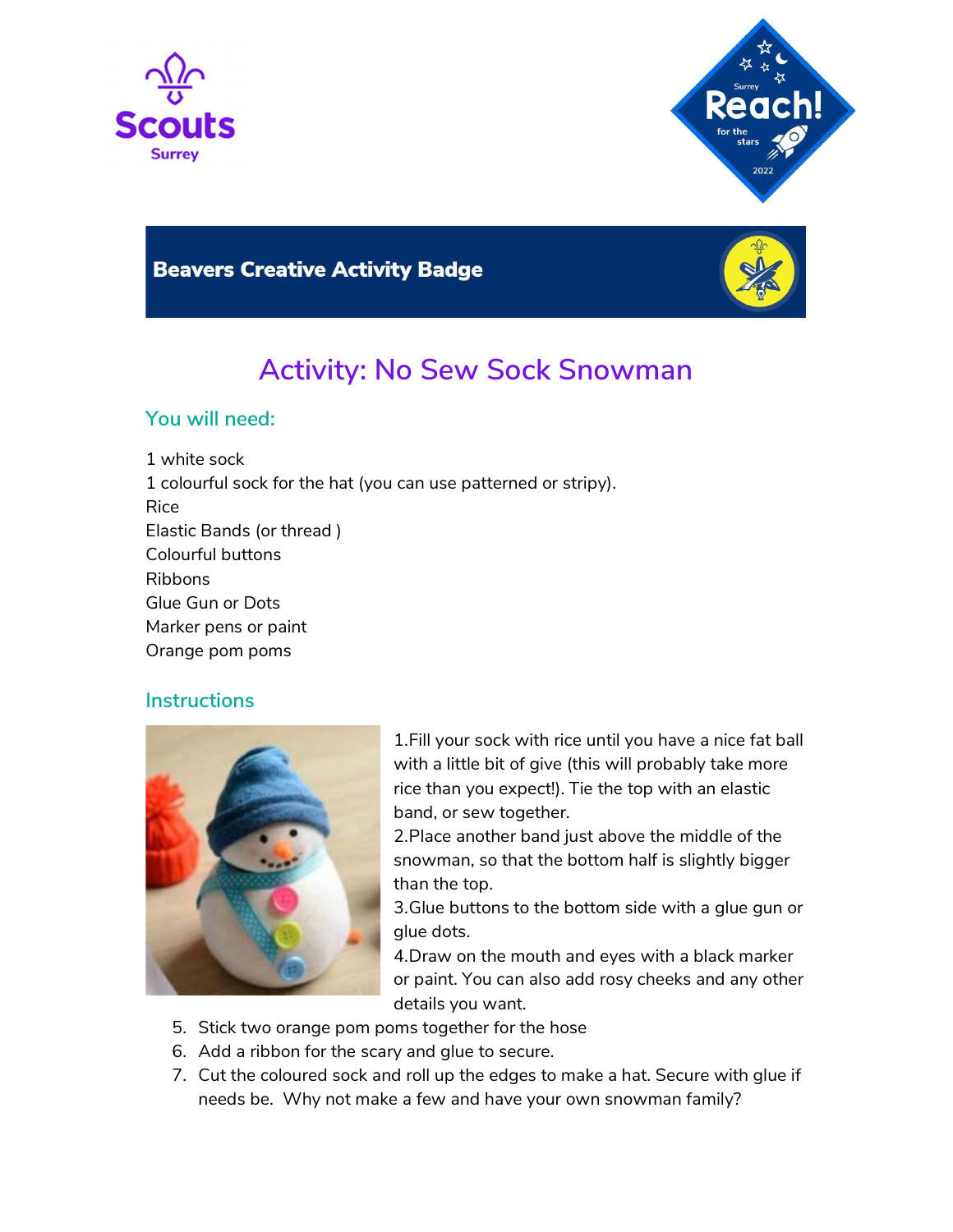Scouts
Surrey

Surrey Reach! for the stars 2022

## Beavers Creative Activity Badge

# Activity: No Sew Sock Snowman

### You will need:

1 white sock
1 colourful sock for the hat (you can use patterned or stripy).
Rice
Elastic Bands (or thread )
Colourful buttons
Ribbons
Glue Gun or Dots
Marker pens or paint
Orange pom poms

### Instructions

1.Fill your sock with rice until you have a nice fat ball with a little bit of give (this will probably take more rice than you expect!). Tie the top with an elastic band, or sew together.
2.Place another band just above the middle of the snowman, so that the bottom half is slightly bigger than the top.
3.Glue buttons to the bottom side with a glue gun or glue dots.
4.Draw on the mouth and eyes with a black marker or paint. You can also add rosy cheeks and any other details you want.

5. Stick two orange pom poms together for the hose
6. Add a ribbon for the scary and glue to secure.
7. Cut the coloured sock and roll up the edges to make a hat. Secure with glue if needs be.  Why not make a few and have your own snowman family?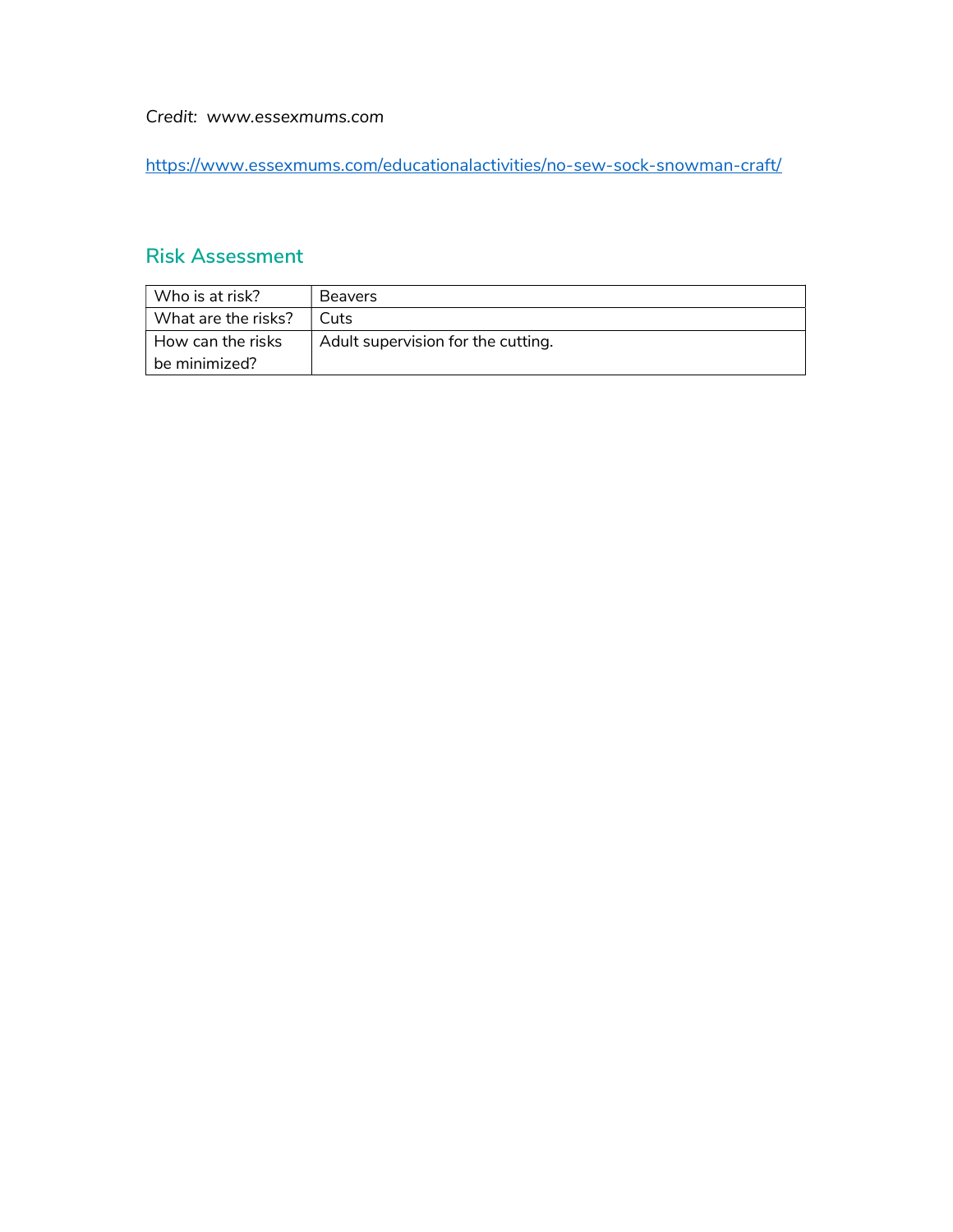*Credit: www.essexmums.com*

[https://www.essexmums.com/educationalactivities/no-sew-sock-snowman-craft/](https://www.essexmums.com/educationalactivities/no-sew-sock-snowman-craft/)

## Risk Assessment

| | |
|---|---|
| Who is at risk? | Beavers |
| What are the risks? | Cuts |
| How can the risks be minimized? | Adult supervision for the cutting. |